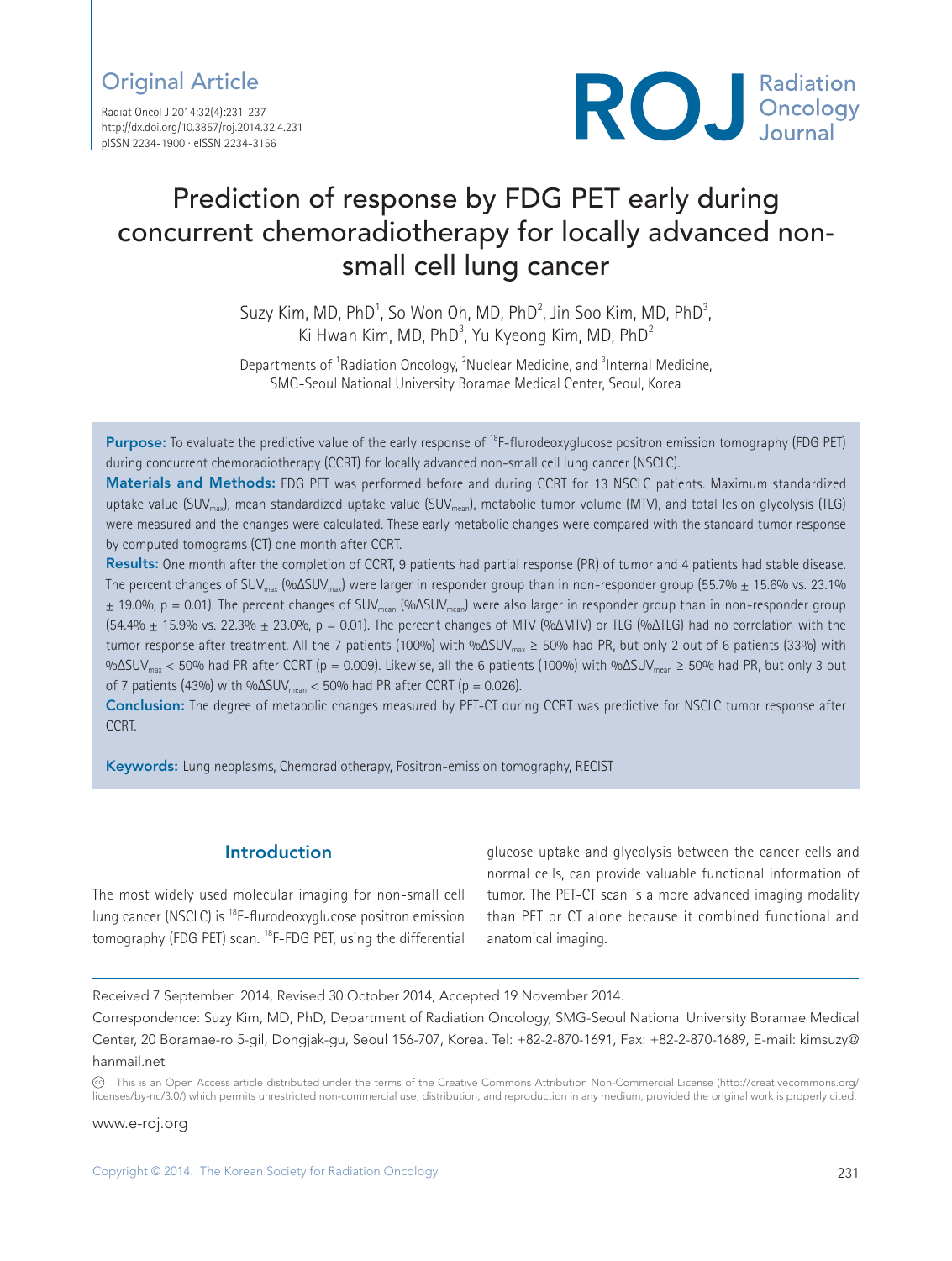Original Article

# Prediction of response by FDG PET early during concurrent chemoradiotherapy for locally advanced non-small cell lung cancer

Suzy Kim, MD, PhD[1], So Won Oh, MD, PhD[2], Jin Soo Kim, MD, PhD[3], Ki Hwan Kim, MD, PhD[3], Yu Kyeong Kim, MD, PhD[2]

Departments of [1]Radiation Oncology, [2]Nuclear Medicine, and [3]Internal Medicine, SMG-Seoul National University Boramae Medical Center, Seoul, Korea

**Purpose:** To evaluate the predictive value of the early response of $^{18}$F-flurodeoxyglucose positron emission tomography (FDG PET) during concurrent chemoradiotherapy (CCRT) for locally advanced non-small cell lung cancer (NSCLC).

**Materials and Methods:** FDG PET was performed before and during CCRT for 13 NSCLC patients. Maximum standardized uptake value ($SUV_{max}$), mean standardized uptake value ($SUV_{mean}$), metabolic tumor volume (MTV), and total lesion glycolysis (TLG) were measured and the changes were calculated. These early metabolic changes were compared with the standard tumor response by computed tomograms (CT) one month after CCRT.

**Results:** One month after the completion of CCRT, 9 patients had partial response (PR) of tumor and 4 patients had stable disease. The percent changes of $SUV_{max}$ ($\%\Delta SUV_{max}$) were larger in responder group than in non-responder group (55.7% ± 15.6% vs. 23.1% ± 19.0%, $p = 0.01$). The percent changes of $SUV_{mean}$ ($\%\Delta SUV_{mean}$) were also larger in responder group than in non-responder group (54.4% ± 15.9% vs. 22.3% ± 23.0%, $p = 0.01$). The percent changes of MTV (%ΔMTV) or TLG (%ΔTLG) had no correlation with the tumor response after treatment. All the 7 patients (100%) with $\%\Delta SUV_{max} \geq 50\%$ had PR, but only 2 out of 6 patients (33%) with $\%\Delta SUV_{max} < 50\%$ had PR after CCRT ($p = 0.009$). Likewise, all the 6 patients (100%) with $\%\Delta SUV_{mean} \geq 50\%$ had PR, but only 3 out of 7 patients (43%) with $\%\Delta SUV_{mean} < 50\%$ had PR after CCRT ($p = 0.026$).

**Conclusion:** The degree of metabolic changes measured by PET-CT during CCRT was predictive for NSCLC tumor response after CCRT.

**Keywords:** Lung neoplasms, Chemoradiotherapy, Positron-emission tomography, RECIST

## Introduction

The most widely used molecular imaging for non-small cell lung cancer (NSCLC) is $^{18}$F-flurodeoxyglucose positron emission tomography (FDG PET) scan. $^{18}$F-FDG PET, using the differential glucose uptake and glycolysis between the cancer cells and normal cells, can provide valuable functional information of tumor. The PET-CT scan is a more advanced imaging modality than PET or CT alone because it combined functional and anatomical imaging.

Received 7 September 2014, Revised 30 October 2014, Accepted 19 November 2014.

Correspondence: Suzy Kim, MD, PhD, Department of Radiation Oncology, SMG-Seoul National University Boramae Medical Center, 20 Boramae-ro 5-gil, Dongjak-gu, Seoul 156-707, Korea. Tel: +82-2-870-1691, Fax: +82-2-870-1689, E-mail: kimsuzy@hanmail.net

This is an Open Access article distributed under the terms of the Creative Commons Attribution Non-Commercial License (http://creativecommons.org/licenses/by-nc/3.0/) which permits unrestricted non-commercial use, distribution, and reproduction in any medium, provided the original work is properly cited.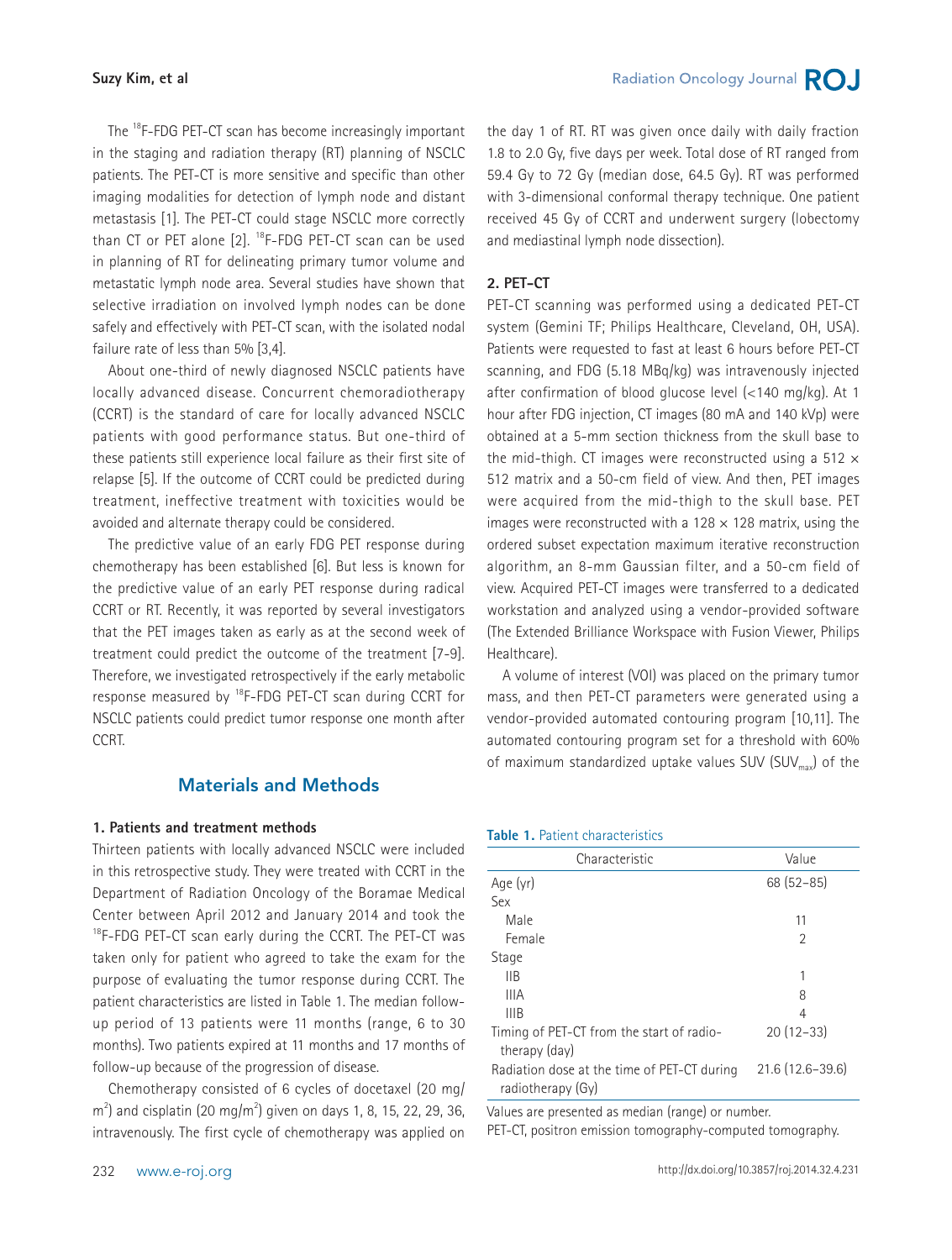The $^{18}$F-FDG PET-CT scan has become increasingly important in the staging and radiation therapy (RT) planning of NSCLC patients. The PET-CT is more sensitive and specific than other imaging modalities for detection of lymph node and distant metastasis [1]. The PET-CT could stage NSCLC more correctly than CT or PET alone [2]. $^{18}$F-FDG PET-CT scan can be used in planning of RT for delineating primary tumor volume and metastatic lymph node area. Several studies have shown that selective irradiation on involved lymph nodes can be done safely and effectively with PET-CT scan, with the isolated nodal failure rate of less than 5% [3,4].

About one-third of newly diagnosed NSCLC patients have locally advanced disease. Concurrent chemoradiotherapy (CCRT) is the standard of care for locally advanced NSCLC patients with good performance status. But one-third of these patients still experience local failure as their first site of relapse [5]. If the outcome of CCRT could be predicted during treatment, ineffective treatment with toxicities would be avoided and alternate therapy could be considered.

The predictive value of an early FDG PET response during chemotherapy has been established [6]. But less is known for the predictive value of an early PET response during radical CCRT or RT. Recently, it was reported by several investigators that the PET images taken as early as at the second week of treatment could predict the outcome of the treatment [7-9]. Therefore, we investigated retrospectively if the early metabolic response measured by $^{18}$F-FDG PET-CT scan during CCRT for NSCLC patients could predict tumor response one month after CCRT.

## Materials and Methods

### 1. Patients and treatment methods

Thirteen patients with locally advanced NSCLC were included in this retrospective study. They were treated with CCRT in the Department of Radiation Oncology of the Boramae Medical Center between April 2012 and January 2014 and took the $^{18}$F-FDG PET-CT scan early during the CCRT. The PET-CT was taken only for patient who agreed to take the exam for the purpose of evaluating the tumor response during CCRT. The patient characteristics are listed in Table 1. The median follow-up period of 13 patients were 11 months (range, 6 to 30 months). Two patients expired at 11 months and 17 months of follow-up because of the progression of disease.

Chemotherapy consisted of 6 cycles of docetaxel (20 mg/m$^2$) and cisplatin (20 mg/m$^2$) given on days 1, 8, 15, 22, 29, 36, intravenously. The first cycle of chemotherapy was applied on the day 1 of RT. RT was given once daily with daily fraction 1.8 to 2.0 Gy, five days per week. Total dose of RT ranged from 59.4 Gy to 72 Gy (median dose, 64.5 Gy). RT was performed with 3-dimensional conformal therapy technique. One patient received 45 Gy of CCRT and underwent surgery (lobectomy and mediastinal lymph node dissection).

### 2. PET-CT

PET-CT scanning was performed using a dedicated PET-CT system (Gemini TF; Philips Healthcare, Cleveland, OH, USA). Patients were requested to fast at least 6 hours before PET-CT scanning, and FDG (5.18 MBq/kg) was intravenously injected after confirmation of blood glucose level (<140 mg/kg). At 1 hour after FDG injection, CT images (80 mA and 140 kVp) were obtained at a 5-mm section thickness from the skull base to the mid-thigh. CT images were reconstructed using a 512 × 512 matrix and a 50-cm field of view. And then, PET images were acquired from the mid-thigh to the skull base. PET images were reconstructed with a 128 × 128 matrix, using the ordered subset expectation maximum iterative reconstruction algorithm, an 8-mm Gaussian filter, and a 50-cm field of view. Acquired PET-CT images were transferred to a dedicated workstation and analyzed using a vendor-provided software (The Extended Brilliance Workspace with Fusion Viewer, Philips Healthcare).

A volume of interest (VOI) was placed on the primary tumor mass, and then PET-CT parameters were generated using a vendor-provided automated contouring program [10,11]. The automated contouring program set for a threshold with 60% of maximum standardized uptake values SUV ($SUV_{max}$) of the

**Table 1.** Patient characteristics

| Characteristic | Value |
|---|---|
| Age (yr) | 68 (52–85) |
| Sex | |
| Male | 11 |
| Female | 2 |
| Stage | |
| IIB | 1 |
| IIIA | 8 |
| IIIB | 4 |
| Timing of PET-CT from the start of radiotherapy (day) | 20 (12–33) |
| Radiation dose at the time of PET-CT during radiotherapy (Gy) | 21.6 (12.6–39.6) |

Values are presented as median (range) or number.
PET-CT, positron emission tomography-computed tomography.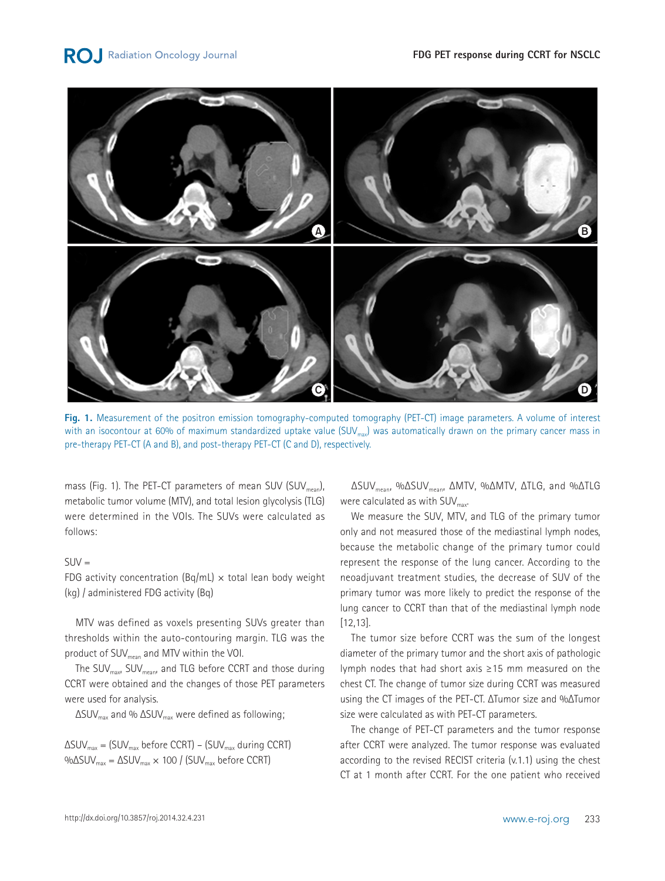Fig. 1. Measurement of the positron emission tomography-computed tomography (PET-CT) image parameters. A volume of interest with an isocontour at 60% of maximum standardized uptake value ($SUV_{max}$) was automatically drawn on the primary cancer mass in pre-therapy PET-CT (A and B), and post-therapy PET-CT (C and D), respectively.

mass (Fig. 1). The PET-CT parameters of mean SUV ($SUV_{mean}$), metabolic tumor volume (MTV), and total lesion glycolysis (TLG) were determined in the VOIs. The SUVs were calculated as follows:

SUV =
FDG activity concentration (Bq/mL) × total lean body weight (kg) / administered FDG activity (Bq)

MTV was defined as voxels presenting SUVs greater than thresholds within the auto-contouring margin. TLG was the product of $SUV_{mean}$ and MTV within the VOI.

The $SUV_{max}$, $SUV_{mean}$, and TLG before CCRT and those during CCRT were obtained and the changes of those PET parameters were used for analysis.

$\Delta SUV_{max}$ and % $\Delta SUV_{max}$ were defined as following;

$\Delta SUV_{max}$ = ($SUV_{max}$ before CCRT) – ($SUV_{max}$ during CCRT)
$\%\Delta SUV_{max}$ = $\Delta SUV_{max}$ × 100 / ($SUV_{max}$ before CCRT)

$\Delta SUV_{mean}$, $\%\Delta SUV_{mean}$, ΔMTV, %ΔMTV, ΔTLG, and %ΔTLG were calculated as with $SUV_{max}$.

We measure the SUV, MTV, and TLG of the primary tumor only and not measured those of the mediastinal lymph nodes, because the metabolic change of the primary tumor could represent the response of the lung cancer. According to the neoadjuvant treatment studies, the decrease of SUV of the primary tumor was more likely to predict the response of the lung cancer to CCRT than that of the mediastinal lymph node [12,13].

The tumor size before CCRT was the sum of the longest diameter of the primary tumor and the short axis of pathologic lymph nodes that had short axis ≥15 mm measured on the chest CT. The change of tumor size during CCRT was measured using the CT images of the PET-CT. ΔTumor size and %ΔTumor size were calculated as with PET-CT parameters.

The change of PET-CT parameters and the tumor response after CCRT were analyzed. The tumor response was evaluated according to the revised RECIST criteria (v.1.1) using the chest CT at 1 month after CCRT. For the one patient who received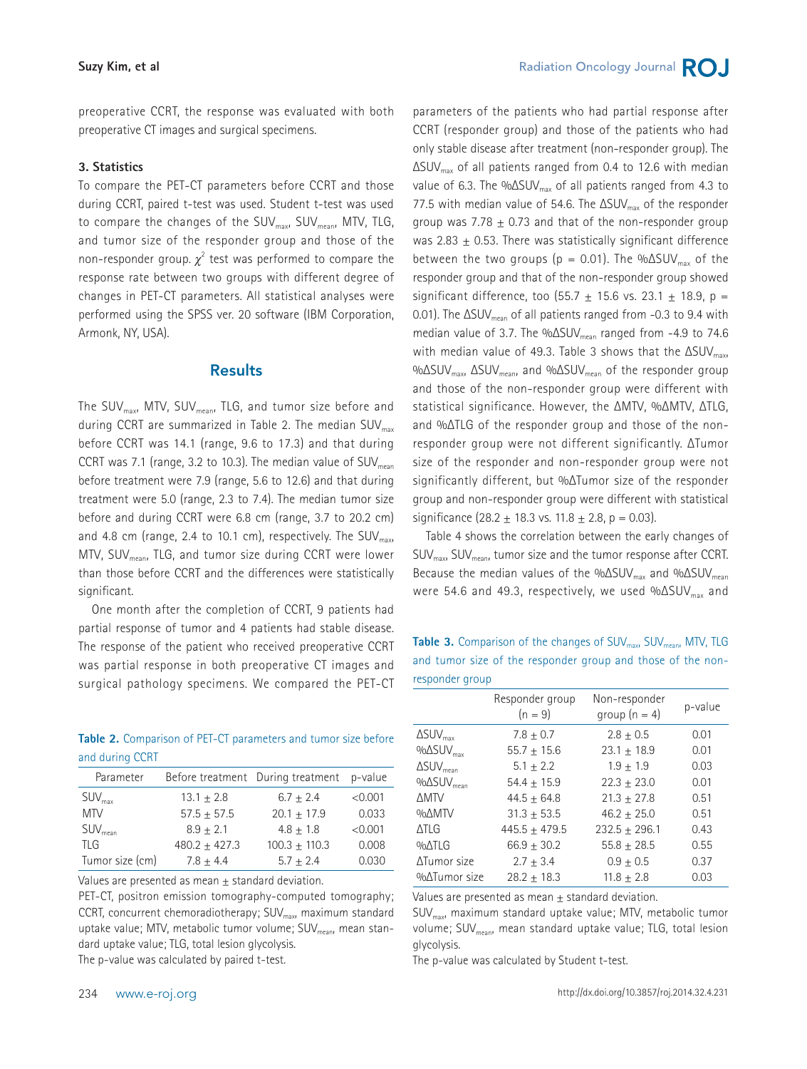preoperative CCRT, the response was evaluated with both preoperative CT images and surgical specimens.

### 3. Statistics

To compare the PET-CT parameters before CCRT and those during CCRT, paired t-test was used. Student t-test was used to compare the changes of the $SUV_{max}$, $SUV_{mean}$, MTV, TLG, and tumor size of the responder group and those of the non-responder group. $\chi^2$ test was performed to compare the response rate between two groups with different degree of changes in PET-CT parameters. All statistical analyses were performed using the SPSS ver. 20 software (IBM Corporation, Armonk, NY, USA).

## Results

The $SUV_{max}$, MTV, $SUV_{mean}$, TLG, and tumor size before and during CCRT are summarized in Table 2. The median $SUV_{max}$ before CCRT was 14.1 (range, 9.6 to 17.3) and that during CCRT was 7.1 (range, 3.2 to 10.3). The median value of $SUV_{mean}$ before treatment were 7.9 (range, 5.6 to 12.6) and that during treatment were 5.0 (range, 2.3 to 7.4). The median tumor size before and during CCRT were 6.8 cm (range, 3.7 to 20.2 cm) and 4.8 cm (range, 2.4 to 10.1 cm), respectively. The $SUV_{max}$, MTV, $SUV_{mean}$, TLG, and tumor size during CCRT were lower than those before CCRT and the differences were statistically significant.

One month after the completion of CCRT, 9 patients had partial response of tumor and 4 patients had stable disease. The response of the patient who received preoperative CCRT was partial response in both preoperative CT images and surgical pathology specimens. We compared the PET-CT parameters of the patients who had partial response after CCRT (responder group) and those of the patients who had only stable disease after treatment (non-responder group). The $\Delta SUV_{max}$ of all patients ranged from 0.4 to 12.6 with median value of 6.3. The $\%\Delta SUV_{max}$ of all patients ranged from 4.3 to 77.5 with median value of 54.6. The $\Delta SUV_{max}$ of the responder group was 7.78 ± 0.73 and that of the non-responder group was 2.83 ± 0.53. There was statistically significant difference between the two groups (p = 0.01). The $\%\Delta SUV_{max}$ of the responder group and that of the non-responder group showed significant difference, too (55.7 ± 15.6 vs. 23.1 ± 18.9, p = 0.01). The $\Delta SUV_{mean}$ of all patients ranged from -0.3 to 9.4 with median value of 3.7. The $\%\Delta SUV_{mean}$ ranged from -4.9 to 74.6 with median value of 49.3. Table 3 shows that the $\Delta SUV_{max}$, $\%\Delta SUV_{max}$, $\Delta SUV_{mean}$, and $\%\Delta SUV_{mean}$ of the responder group and those of the non-responder group were different with statistical significance. However, the ΔMTV, %ΔMTV, ΔTLG, and %ΔTLG of the responder group and those of the non-responder group were not different significantly. ΔTumor size of the responder and non-responder group were not significantly different, but %ΔTumor size of the responder group and non-responder group were different with statistical significance (28.2 ± 18.3 vs. 11.8 ± 2.8, p = 0.03).

Table 4 shows the correlation between the early changes of $SUV_{max}$, $SUV_{mean}$, tumor size and the tumor response after CCRT. Because the median values of the $\%\Delta SUV_{max}$ and $\%\Delta SUV_{mean}$ were 54.6 and 49.3, respectively, we used $\%\Delta SUV_{max}$ and

**Table 2.** Comparison of PET-CT parameters and tumor size before and during CCRT

| Parameter | Before treatment | During treatment | p-value |
|---|---|---|---|
| $SUV_{max}$ | 13.1 ± 2.8 | 6.7 ± 2.4 | <0.001 |
| MTV | 57.5 ± 57.5 | 20.1 ± 17.9 | 0.033 |
| $SUV_{mean}$ | 8.9 ± 2.1 | 4.8 ± 1.8 | <0.001 |
| TLG | 480.2 ± 427.3 | 100.3 ± 110.3 | 0.008 |
| Tumor size (cm) | 7.8 ± 4.4 | 5.7 ± 2.4 | 0.030 |

Values are presented as mean ± standard deviation.

PET-CT, positron emission tomography-computed tomography; CCRT, concurrent chemoradiotherapy; $SUV_{max}$, maximum standard uptake value; MTV, metabolic tumor volume; $SUV_{mean}$, mean standard uptake value; TLG, total lesion glycolysis.

The p-value was calculated by paired t-test.

**Table 3.** Comparison of the changes of $SUV_{max}$, $SUV_{mean}$, MTV, TLG and tumor size of the responder group and those of the non-responder group

| | Responder group (n = 9) | Non-responder group (n = 4) | p-value |
|---|---|---|---|
| $\Delta SUV_{max}$ | 7.8 ± 0.7 | 2.8 ± 0.5 | 0.01 |
| $\%\Delta SUV_{max}$ | 55.7 ± 15.6 | 23.1 ± 18.9 | 0.01 |
| $\Delta SUV_{mean}$ | 5.1 ± 2.2 | 1.9 ± 1.9 | 0.03 |
| $\%\Delta SUV_{mean}$ | 54.4 ± 15.9 | 22.3 ± 23.0 | 0.01 |
| ΔMTV | 44.5 ± 64.8 | 21.3 ± 27.8 | 0.51 |
| %ΔMTV | 31.3 ± 53.5 | 46.2 ± 25.0 | 0.51 |
| ΔTLG | 445.5 ± 479.5 | 232.5 ± 296.1 | 0.43 |
| %ΔTLG | 66.9 ± 30.2 | 55.8 ± 28.5 | 0.55 |
| ΔTumor size | 2.7 ± 3.4 | 0.9 ± 0.5 | 0.37 |
| %ΔTumor size | 28.2 ± 18.3 | 11.8 ± 2.8 | 0.03 |

Values are presented as mean ± standard deviation.

$SUV_{max}$, maximum standard uptake value; MTV, metabolic tumor volume; $SUV_{mean}$, mean standard uptake value; TLG, total lesion glycolysis.

The p-value was calculated by Student t-test.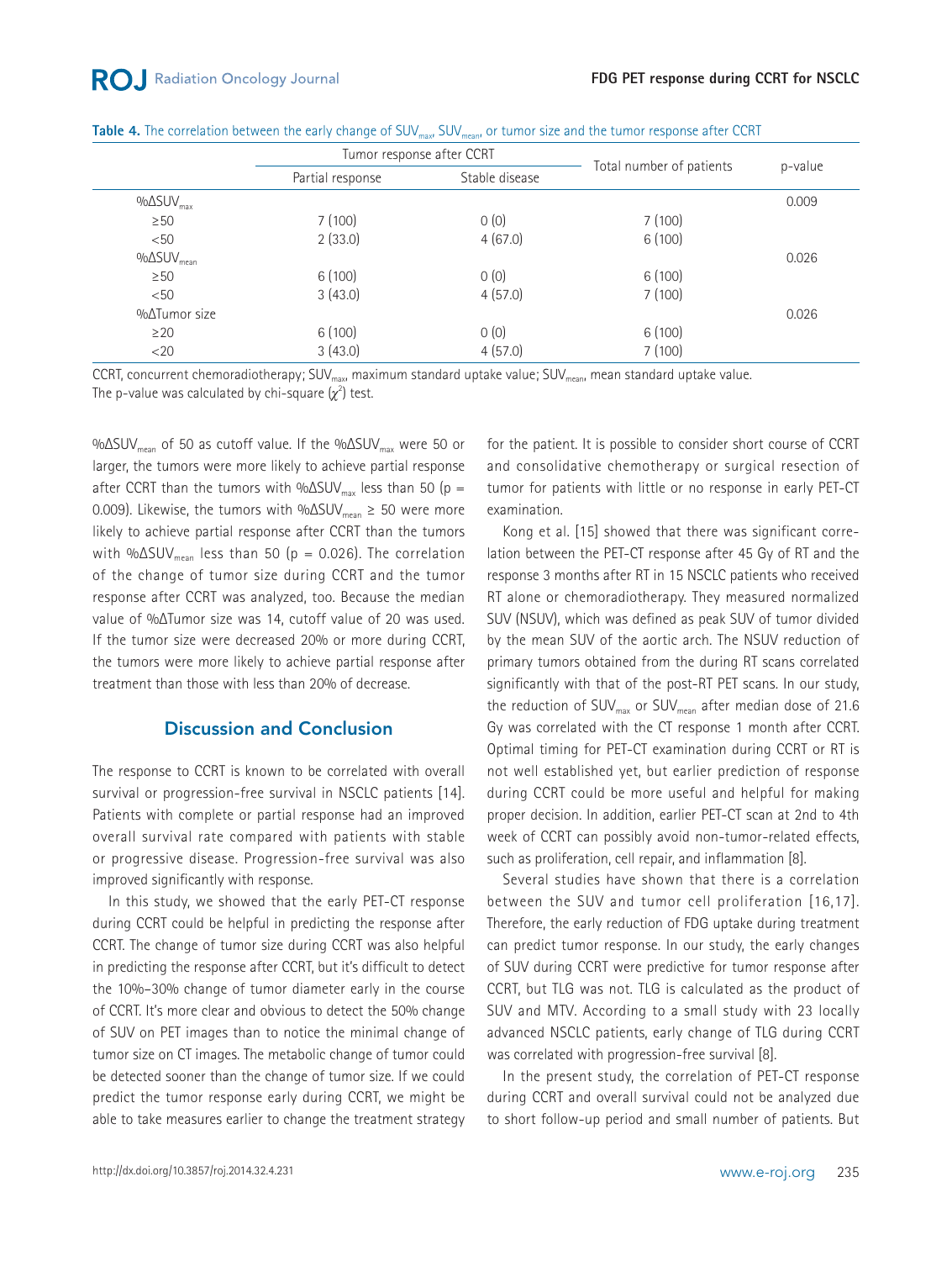**Table 4.** The correlation between the early change of $SUV_{max}$, $SUV_{mean}$, or tumor size and the tumor response after CCRT

| | Tumor response after CCRT | | Total number of patients | p-value |
|---|---|---|---|---|
| | Partial response | Stable disease | | |
| $\%\Delta SUV_{max}$ | | | | 0.009 |
| ≥50 | 7 (100) | 0 (0) | 7 (100) | |
| <50 | 2 (33.0) | 4 (67.0) | 6 (100) | |
| $\%\Delta SUV_{mean}$ | | | | 0.026 |
| ≥50 | 6 (100) | 0 (0) | 6 (100) | |
| <50 | 3 (43.0) | 4 (57.0) | 7 (100) | |
| %ΔTumor size | | | | 0.026 |
| ≥20 | 6 (100) | 0 (0) | 6 (100) | |
| <20 | 3 (43.0) | 4 (57.0) | 7 (100) | |

CCRT, concurrent chemoradiotherapy; $SUV_{max}$, maximum standard uptake value; $SUV_{mean}$, mean standard uptake value.
The p-value was calculated by chi-square ($\chi^2$) test.

$\%\Delta SUV_{mean}$ of 50 as cutoff value. If the $\%\Delta SUV_{max}$ were 50 or larger, the tumors were more likely to achieve partial response after CCRT than the tumors with $\%\Delta SUV_{max}$ less than 50 ($p = 0.009$). Likewise, the tumors with $\%\Delta SUV_{mean} \geq 50$ were more likely to achieve partial response after CCRT than the tumors with $\%\Delta SUV_{mean}$ less than 50 ($p = 0.026$). The correlation of the change of tumor size during CCRT and the tumor response after CCRT was analyzed, too. Because the median value of %ΔTumor size was 14, cutoff value of 20 was used. If the tumor size were decreased 20% or more during CCRT, the tumors were more likely to achieve partial response after treatment than those with less than 20% of decrease.

## Discussion and Conclusion

The response to CCRT is known to be correlated with overall survival or progression-free survival in NSCLC patients [14]. Patients with complete or partial response had an improved overall survival rate compared with patients with stable or progressive disease. Progression-free survival was also improved significantly with response.

In this study, we showed that the early PET-CT response during CCRT could be helpful in predicting the response after CCRT. The change of tumor size during CCRT was also helpful in predicting the response after CCRT, but it's difficult to detect the 10%–30% change of tumor diameter early in the course of CCRT. It's more clear and obvious to detect the 50% change of SUV on PET images than to notice the minimal change of tumor size on CT images. The metabolic change of tumor could be detected sooner than the change of tumor size. If we could predict the tumor response early during CCRT, we might be able to take measures earlier to change the treatment strategy for the patient. It is possible to consider short course of CCRT and consolidative chemotherapy or surgical resection of tumor for patients with little or no response in early PET-CT examination.

Kong et al. [15] showed that there was significant correlation between the PET-CT response after 45 Gy of RT and the response 3 months after RT in 15 NSCLC patients who received RT alone or chemoradiotherapy. They measured normalized SUV (NSUV), which was defined as peak SUV of tumor divided by the mean SUV of the aortic arch. The NSUV reduction of primary tumors obtained from the during RT scans correlated significantly with that of the post-RT PET scans. In our study, the reduction of $SUV_{max}$ or $SUV_{mean}$ after median dose of 21.6 Gy was correlated with the CT response 1 month after CCRT. Optimal timing for PET-CT examination during CCRT or RT is not well established yet, but earlier prediction of response during CCRT could be more useful and helpful for making proper decision. In addition, earlier PET-CT scan at 2nd to 4th week of CCRT can possibly avoid non-tumor-related effects, such as proliferation, cell repair, and inflammation [8].

Several studies have shown that there is a correlation between the SUV and tumor cell proliferation [16,17]. Therefore, the early reduction of FDG uptake during treatment can predict tumor response. In our study, the early changes of SUV during CCRT were predictive for tumor response after CCRT, but TLG was not. TLG is calculated as the product of SUV and MTV. According to a small study with 23 locally advanced NSCLC patients, early change of TLG during CCRT was correlated with progression-free survival [8].

In the present study, the correlation of PET-CT response during CCRT and overall survival could not be analyzed due to short follow-up period and small number of patients. But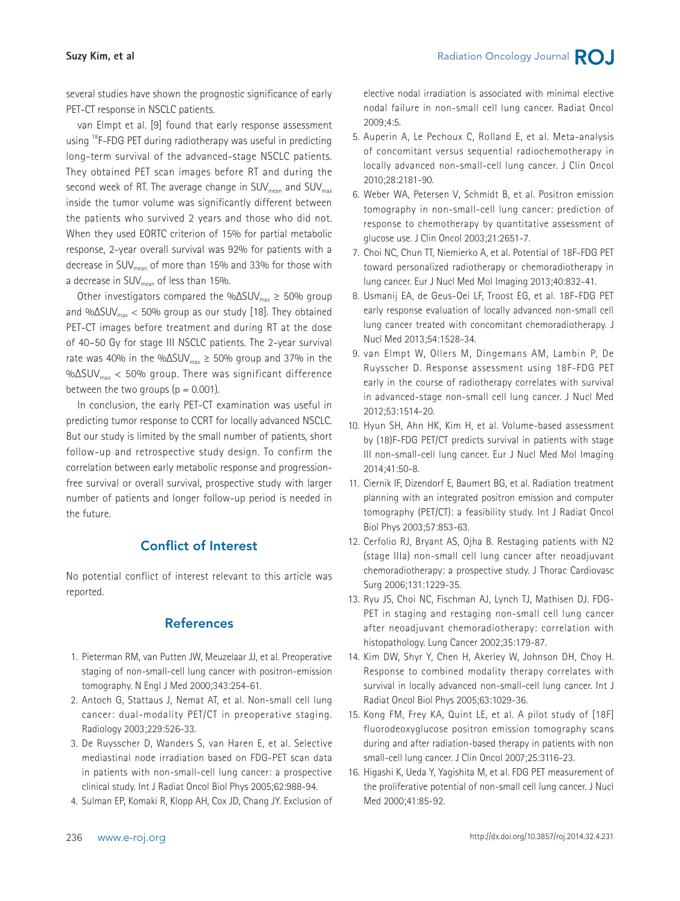several studies have shown the prognostic significance of early PET-CT response in NSCLC patients.

van Elmpt et al. [9] found that early response assessment using $^{18}$F-FDG PET during radiotherapy was useful in predicting long-term survival of the advanced-stage NSCLC patients. They obtained PET scan images before RT and during the second week of RT. The average change in $SUV_{mean}$ and $SUV_{max}$ inside the tumor volume was significantly different between the patients who survived 2 years and those who did not. When they used EORTC criterion of 15% for partial metabolic response, 2-year overall survival was 92% for patients with a decrease in $SUV_{mean}$ of more than 15% and 33% for those with a decrease in $SUV_{mean}$ of less than 15%.

Other investigators compared the $\%\Delta SUV_{max} \geq 50\%$ group and $\%\Delta SUV_{max} < 50\%$ group as our study [18]. They obtained PET-CT images before treatment and during RT at the dose of 40–50 Gy for stage III NSCLC patients. The 2-year survival rate was 40% in the $\%\Delta SUV_{max} \geq 50\%$ group and 37% in the $\%\Delta SUV_{max} < 50\%$ group. There was significant difference between the two groups ($p = 0.001$).

In conclusion, the early PET-CT examination was useful in predicting tumor response to CCRT for locally advanced NSCLC. But our study is limited by the small number of patients, short follow-up and retrospective study design. To confirm the correlation between early metabolic response and progression-free survival or overall survival, prospective study with larger number of patients and longer follow-up period is needed in the future.

## Conflict of Interest

No potential conflict of interest relevant to this article was reported.

## References

1. Pieterman RM, van Putten JW, Meuzelaar JJ, et al. Preoperative staging of non-small-cell lung cancer with positron-emission tomography. N Engl J Med 2000;343:254-61.
2. Antoch G, Stattaus J, Nemat AT, et al. Non-small cell lung cancer: dual-modality PET/CT in preoperative staging. Radiology 2003;229:526-33.
3. De Ruysscher D, Wanders S, van Haren E, et al. Selective mediastinal node irradiation based on FDG-PET scan data in patients with non-small-cell lung cancer: a prospective clinical study. Int J Radiat Oncol Biol Phys 2005;62:988-94.
4. Sulman EP, Komaki R, Klopp AH, Cox JD, Chang JY. Exclusion of elective nodal irradiation is associated with minimal elective nodal failure in non-small cell lung cancer. Radiat Oncol 2009;4:5.
5. Auperin A, Le Pechoux C, Rolland E, et al. Meta-analysis of concomitant versus sequential radiochemotherapy in locally advanced non-small-cell lung cancer. J Clin Oncol 2010;28:2181-90.
6. Weber WA, Petersen V, Schmidt B, et al. Positron emission tomography in non-small-cell lung cancer: prediction of response to chemotherapy by quantitative assessment of glucose use. J Clin Oncol 2003;21:2651-7.
7. Choi NC, Chun TT, Niemierko A, et al. Potential of 18F-FDG PET toward personalized radiotherapy or chemoradiotherapy in lung cancer. Eur J Nucl Med Mol Imaging 2013;40:832-41.
8. Usmanij EA, de Geus-Oei LF, Troost EG, et al. 18F-FDG PET early response evaluation of locally advanced non-small cell lung cancer treated with concomitant chemoradiotherapy. J Nucl Med 2013;54:1528-34.
9. van Elmpt W, Ollers M, Dingemans AM, Lambin P, De Ruysscher D. Response assessment using 18F-FDG PET early in the course of radiotherapy correlates with survival in advanced-stage non-small cell lung cancer. J Nucl Med 2012;53:1514-20.
10. Hyun SH, Ahn HK, Kim H, et al. Volume-based assessment by (18)F-FDG PET/CT predicts survival in patients with stage III non-small-cell lung cancer. Eur J Nucl Med Mol Imaging 2014;41:50-8.
11. Ciernik IF, Dizendorf E, Baumert BG, et al. Radiation treatment planning with an integrated positron emission and computer tomography (PET/CT): a feasibility study. Int J Radiat Oncol Biol Phys 2003;57:853-63.
12. Cerfolio RJ, Bryant AS, Ojha B. Restaging patients with N2 (stage IIIa) non-small cell lung cancer after neoadjuvant chemoradiotherapy: a prospective study. J Thorac Cardiovasc Surg 2006;131:1229-35.
13. Ryu JS, Choi NC, Fischman AJ, Lynch TJ, Mathisen DJ. FDG-PET in staging and restaging non-small cell lung cancer after neoadjuvant chemoradiotherapy: correlation with histopathology. Lung Cancer 2002;35:179-87.
14. Kim DW, Shyr Y, Chen H, Akerley W, Johnson DH, Choy H. Response to combined modality therapy correlates with survival in locally advanced non-small-cell lung cancer. Int J Radiat Oncol Biol Phys 2005;63:1029-36.
15. Kong FM, Frey KA, Quint LE, et al. A pilot study of [18F] fluorodeoxyglucose positron emission tomography scans during and after radiation-based therapy in patients with non small-cell lung cancer. J Clin Oncol 2007;25:3116-23.
16. Higashi K, Ueda Y, Yagishita M, et al. FDG PET measurement of the proliferative potential of non-small cell lung cancer. J Nucl Med 2000;41:85-92.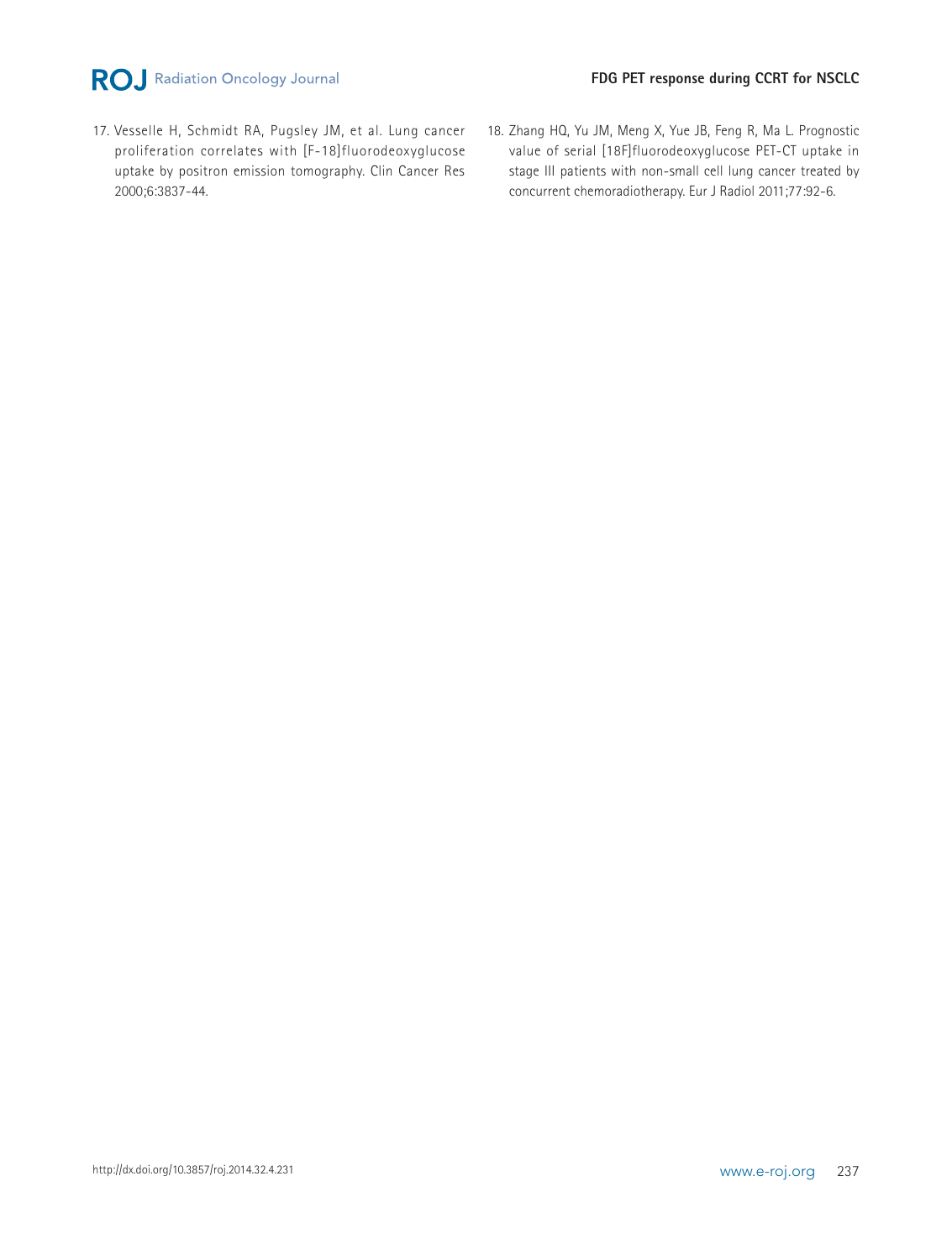17. Vesselle H, Schmidt RA, Pugsley JM, et al. Lung cancer proliferation correlates with [F-18]fluorodeoxyglucose uptake by positron emission tomography. Clin Cancer Res 2000;6:3837-44.
18. Zhang HQ, Yu JM, Meng X, Yue JB, Feng R, Ma L. Prognostic value of serial [18F]fluorodeoxyglucose PET-CT uptake in stage III patients with non-small cell lung cancer treated by concurrent chemoradiotherapy. Eur J Radiol 2011;77:92-6.